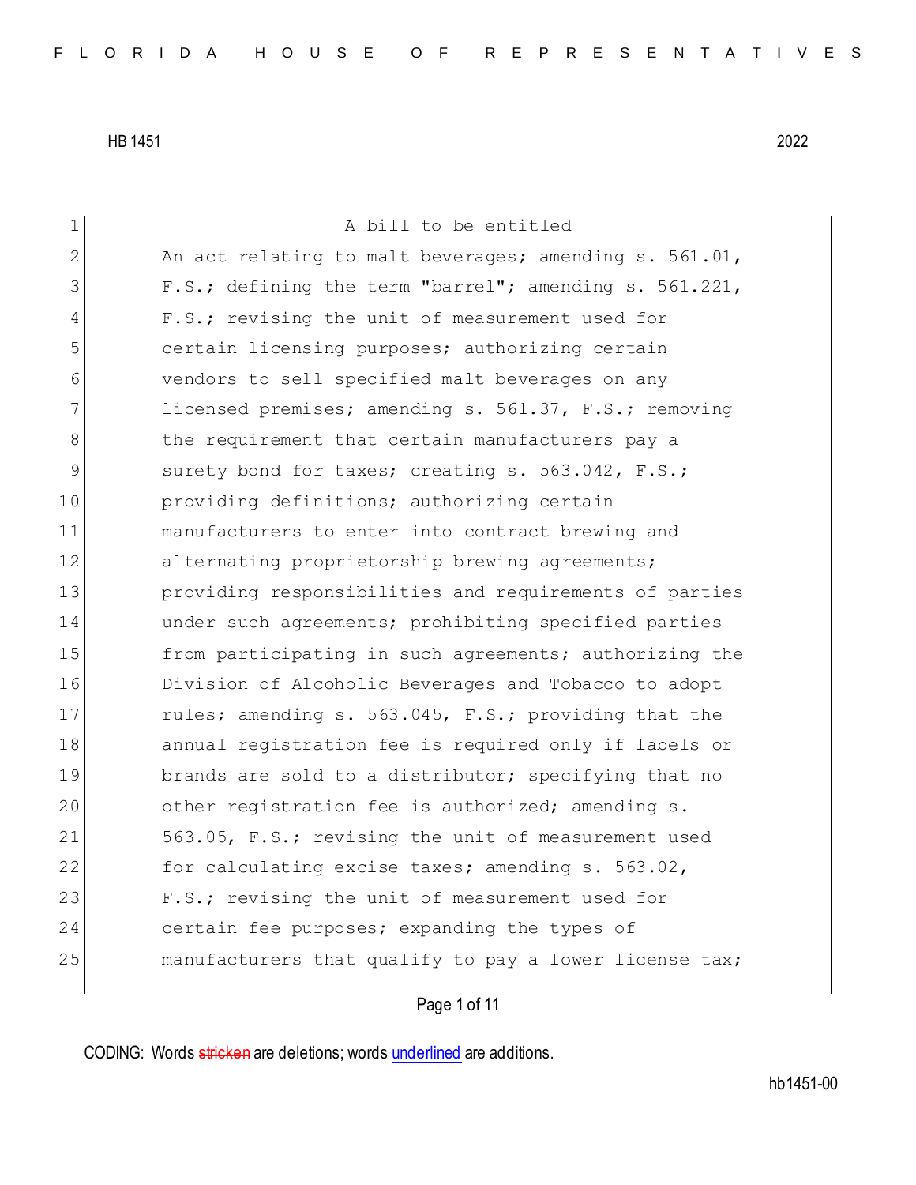HB 1451 2022

A bill to be entitled

An act relating to malt beverages; amending s. 561.01, F.S.; defining the term "barrel"; amending s. 561.221, F.S.; revising the unit of measurement used for certain licensing purposes; authorizing certain vendors to sell specified malt beverages on any licensed premises; amending s. 561.37, F.S.; removing the requirement that certain manufacturers pay a surety bond for taxes; creating s. 563.042, F.S.; providing definitions; authorizing certain manufacturers to enter into contract brewing and alternating proprietorship brewing agreements; providing responsibilities and requirements of parties under such agreements; prohibiting specified parties from participating in such agreements; authorizing the Division of Alcoholic Beverages and Tobacco to adopt rules; amending s. 563.045, F.S.; providing that the annual registration fee is required only if labels or brands are sold to a distributor; specifying that no other registration fee is authorized; amending s. 563.05, F.S.; revising the unit of measurement used for calculating excise taxes; amending s. 563.02, F.S.; revising the unit of measurement used for certain fee purposes; expanding the types of manufacturers that qualify to pay a lower license tax;

CODING: Words stricken are deletions; words underlined are additions.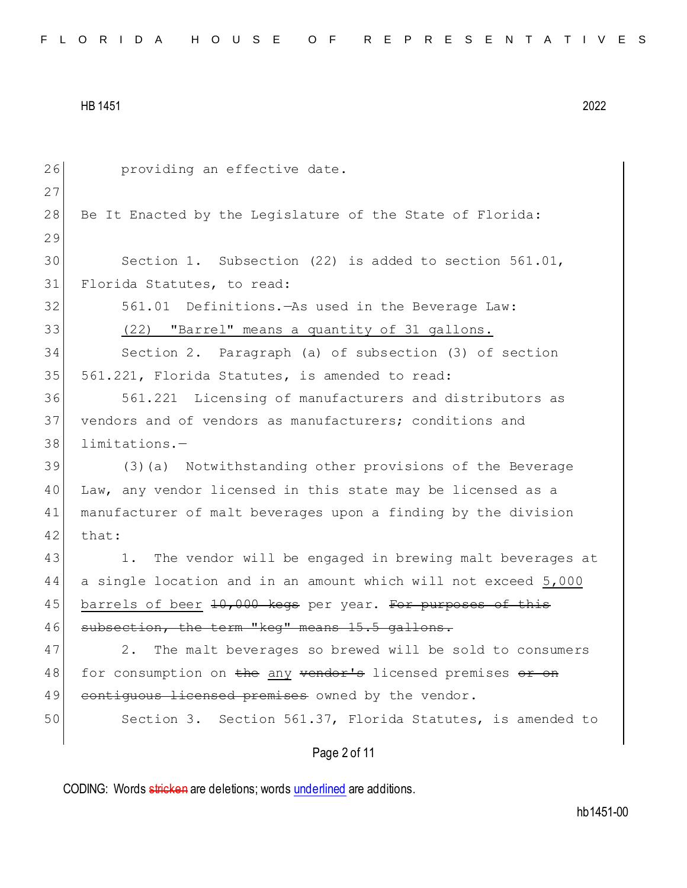providing an effective date.

Be It Enacted by the Legislature of the State of Florida:

Section 1. Subsection (22) is added to section 561.01, Florida Statutes, to read:

561.01 Definitions.—As used in the Beverage Law:

<u>(22) "Barrel" means a quantity of 31 gallons.</u>

Section 2. Paragraph (a) of subsection (3) of section 561.221, Florida Statutes, is amended to read:

561.221 Licensing of manufacturers and distributors as vendors and of vendors as manufacturers; conditions and limitations.—

(3)(a) Notwithstanding other provisions of the Beverage Law, any vendor licensed in this state may be licensed as a manufacturer of malt beverages upon a finding by the division that:

1. The vendor will be engaged in brewing malt beverages at a single location and in an amount which will not exceed <u>5,000 barrels of beer</u> ~~10,000 kegs~~ per year. ~~For purposes of this subsection, the term "keg" means 15.5 gallons.~~

2. The malt beverages so brewed will be sold to consumers for consumption on ~~the~~ <u>any</u> ~~vendor's~~ licensed premises ~~or on contiguous licensed premises~~ owned by the vendor.

Section 3. Section 561.37, Florida Statutes, is amended to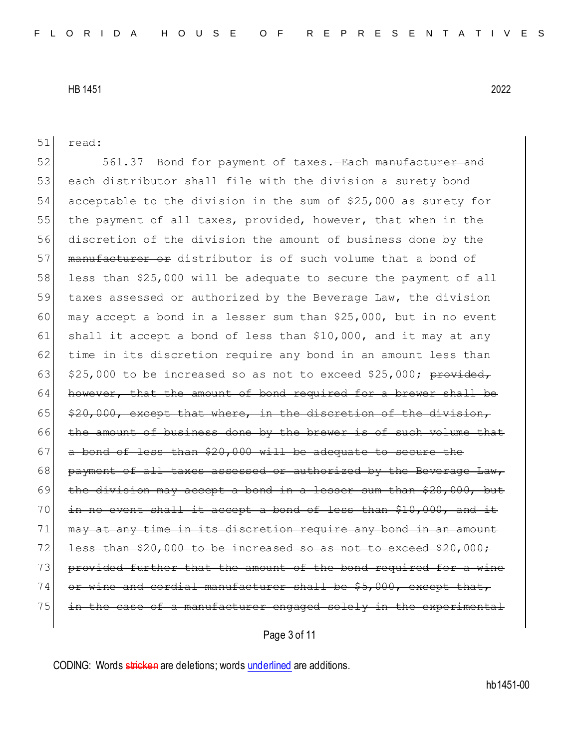read:

561.37 Bond for payment of taxes.—Each ~~manufacturer and each~~ distributor shall file with the division a surety bond acceptable to the division in the sum of $25,000 as surety for the payment of all taxes, provided, however, that when in the discretion of the division the amount of business done by the ~~manufacturer or~~ distributor is of such volume that a bond of less than $25,000 will be adequate to secure the payment of all taxes assessed or authorized by the Beverage Law, the division may accept a bond in a lesser sum than $25,000, but in no event shall it accept a bond of less than $10,000, and it may at any time in its discretion require any bond in an amount less than $25,000 to be increased so as not to exceed $25,000; ~~provided, however, that the amount of bond required for a brewer shall be $20,000, except that where, in the discretion of the division, the amount of business done by the brewer is of such volume that a bond of less than $20,000 will be adequate to secure the payment of all taxes assessed or authorized by the Beverage Law, the division may accept a bond in a lesser sum than $20,000, but in no event shall it accept a bond of less than $10,000, and it may at any time in its discretion require any bond in an amount less than $20,000 to be increased so as not to exceed $20,000; provided further that the amount of the bond required for a wine or wine and cordial manufacturer shall be $5,000, except that, in the case of a manufacturer engaged solely in the experimental~~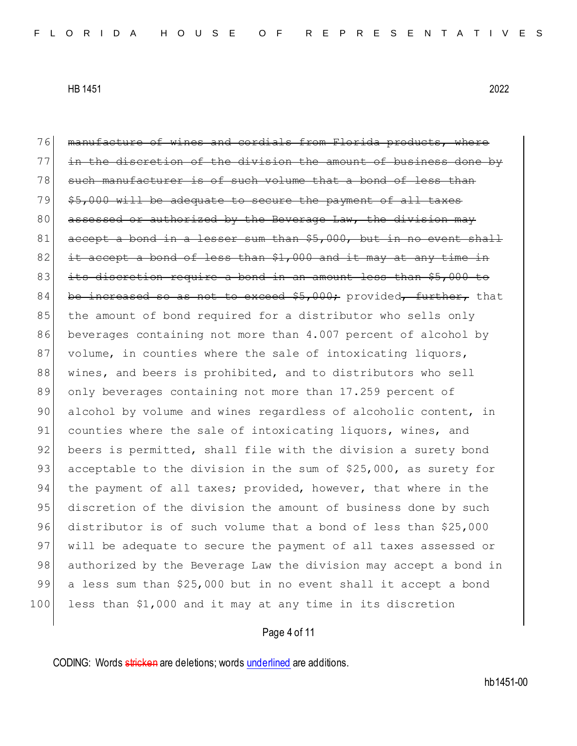~~manufacture of wines and cordials from Florida products, where in the discretion of the division the amount of business done by such manufacturer is of such volume that a bond of less than $5,000 will be adequate to secure the payment of all taxes assessed or authorized by the Beverage Law, the division may accept a bond in a lesser sum than $5,000, but in no event shall it accept a bond of less than $1,000 and it may at any time in its discretion require a bond in an amount less than $5,000 to be increased so as not to exceed $5,000;~~ provided~~, further,~~ that the amount of bond required for a distributor who sells only beverages containing not more than 4.007 percent of alcohol by volume, in counties where the sale of intoxicating liquors, wines, and beers is prohibited, and to distributors who sell only beverages containing not more than 17.259 percent of alcohol by volume and wines regardless of alcoholic content, in counties where the sale of intoxicating liquors, wines, and beers is permitted, shall file with the division a surety bond acceptable to the division in the sum of $25,000, as surety for the payment of all taxes; provided, however, that where in the discretion of the division the amount of business done by such distributor is of such volume that a bond of less than $25,000 will be adequate to secure the payment of all taxes assessed or authorized by the Beverage Law the division may accept a bond in a less sum than $25,000 but in no event shall it accept a bond less than $1,000 and it may at any time in its discretion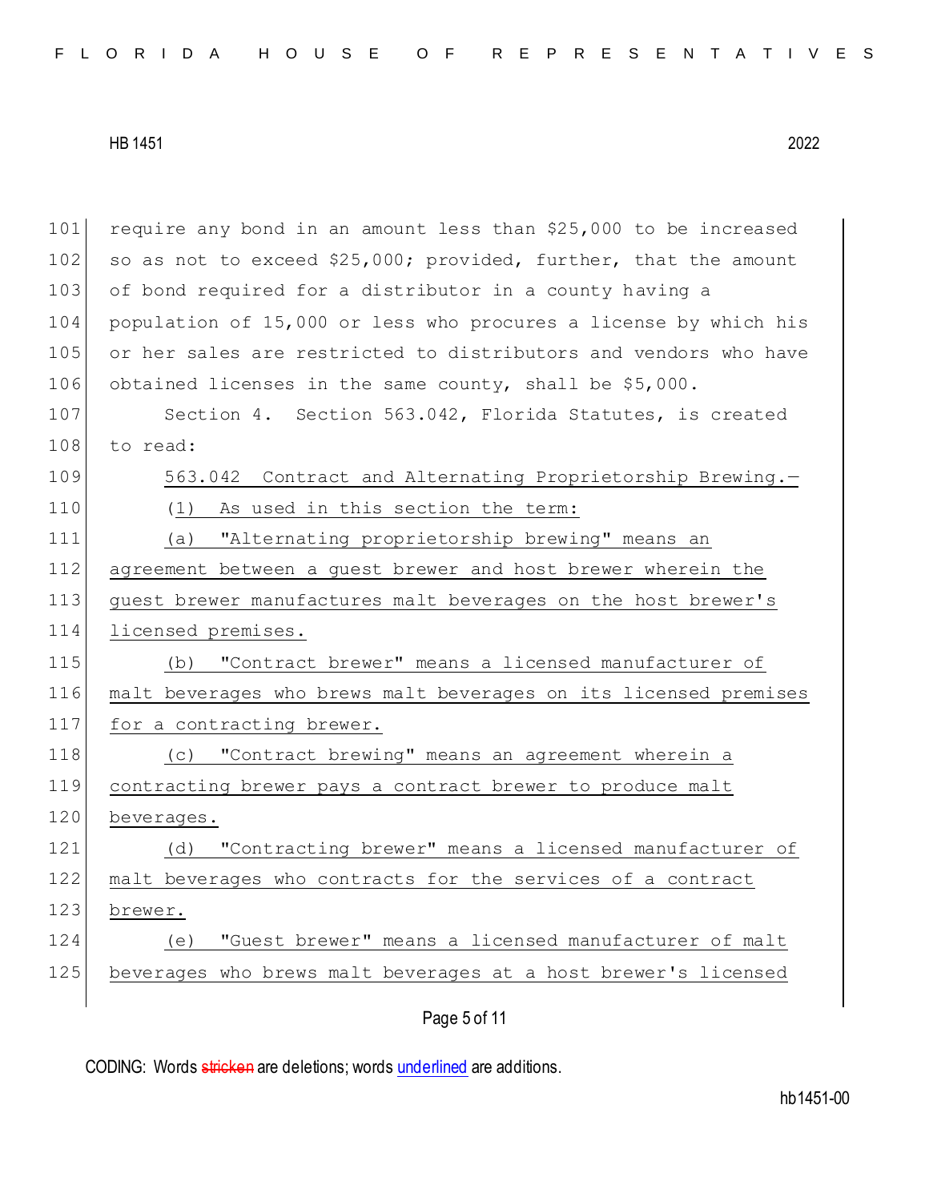require any bond in an amount less than $25,000 to be increased so as not to exceed $25,000; provided, further, that the amount of bond required for a distributor in a county having a population of 15,000 or less who procures a license by which his or her sales are restricted to distributors and vendors who have obtained licenses in the same county, shall be $5,000.

Section 4. Section 563.042, Florida Statutes, is created to read:

563.042 Contract and Alternating Proprietorship Brewing.—

(1) As used in this section the term:

(a) "Alternating proprietorship brewing" means an agreement between a guest brewer and host brewer wherein the guest brewer manufactures malt beverages on the host brewer's licensed premises.

(b) "Contract brewer" means a licensed manufacturer of malt beverages who brews malt beverages on its licensed premises for a contracting brewer.

(c) "Contract brewing" means an agreement wherein a contracting brewer pays a contract brewer to produce malt beverages.

(d) "Contracting brewer" means a licensed manufacturer of malt beverages who contracts for the services of a contract brewer.

(e) "Guest brewer" means a licensed manufacturer of malt beverages who brews malt beverages at a host brewer's licensed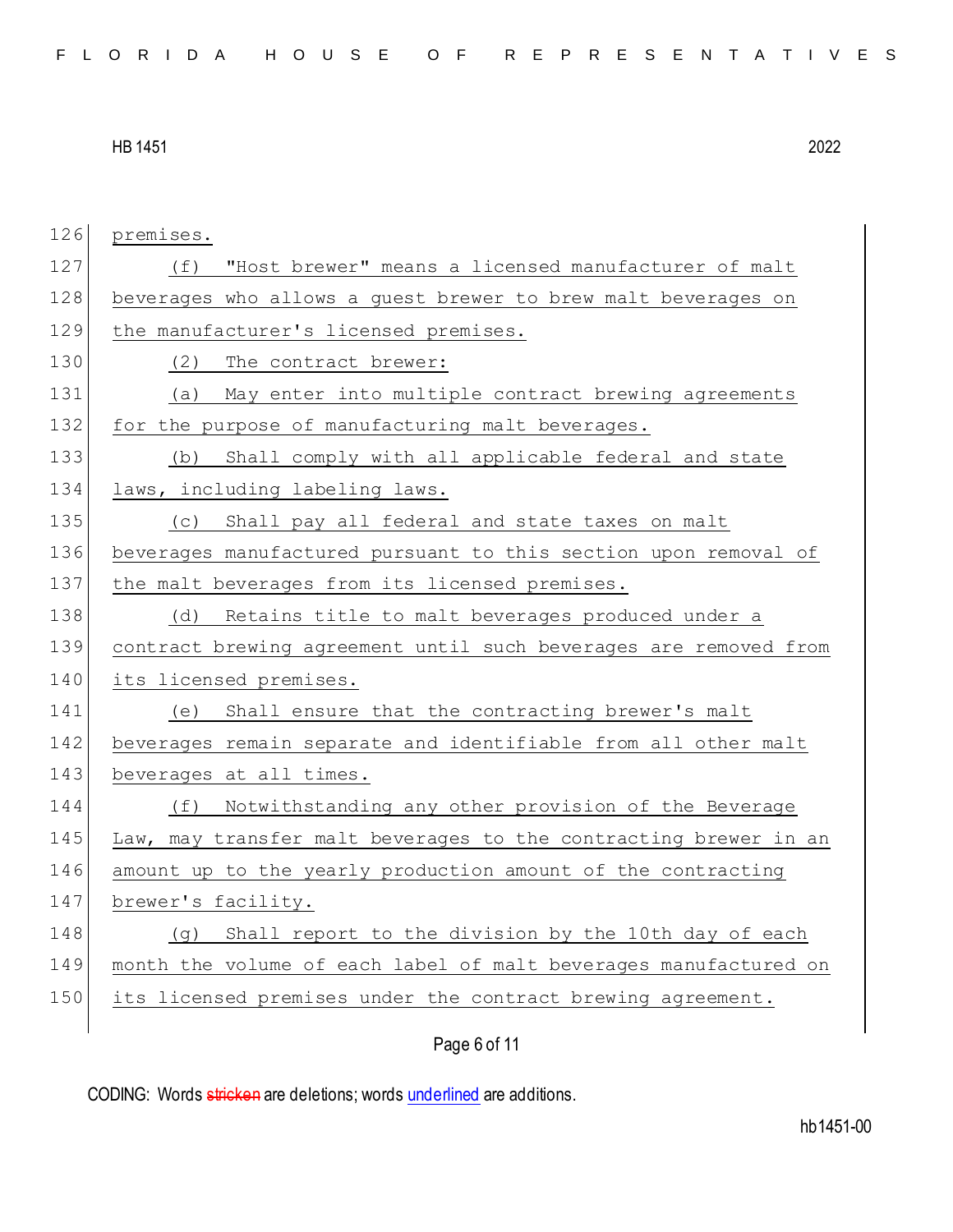premises.

(f) "Host brewer" means a licensed manufacturer of malt beverages who allows a guest brewer to brew malt beverages on the manufacturer's licensed premises.

(2) The contract brewer:

(a) May enter into multiple contract brewing agreements for the purpose of manufacturing malt beverages.

(b) Shall comply with all applicable federal and state laws, including labeling laws.

(c) Shall pay all federal and state taxes on malt beverages manufactured pursuant to this section upon removal of the malt beverages from its licensed premises.

(d) Retains title to malt beverages produced under a contract brewing agreement until such beverages are removed from its licensed premises.

(e) Shall ensure that the contracting brewer's malt beverages remain separate and identifiable from all other malt beverages at all times.

(f) Notwithstanding any other provision of the Beverage Law, may transfer malt beverages to the contracting brewer in an amount up to the yearly production amount of the contracting brewer's facility.

(g) Shall report to the division by the 10th day of each month the volume of each label of malt beverages manufactured on its licensed premises under the contract brewing agreement.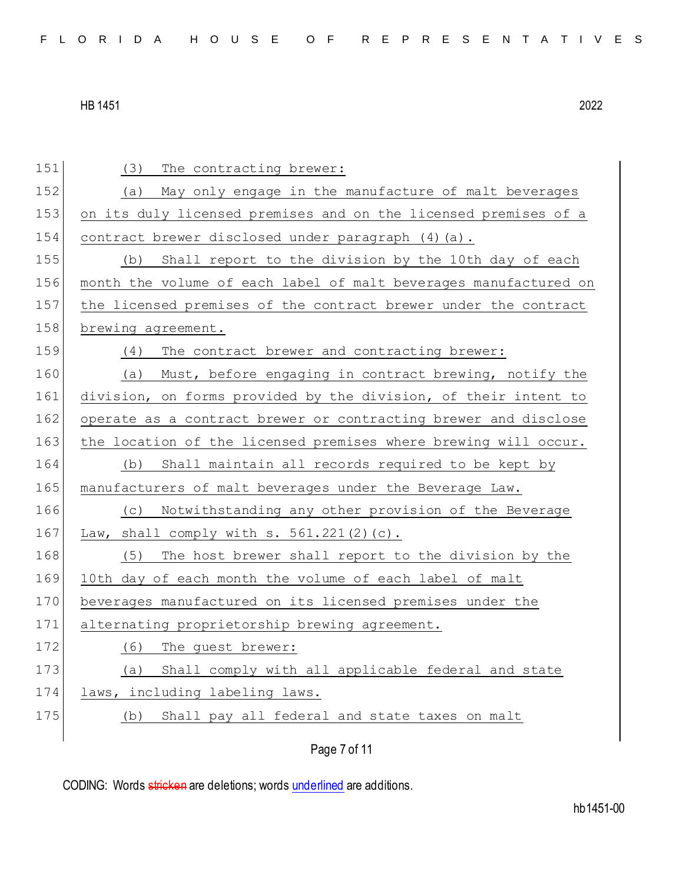(3) The contracting brewer:

(a) May only engage in the manufacture of malt beverages on its duly licensed premises and on the licensed premises of a contract brewer disclosed under paragraph (4)(a).

(b) Shall report to the division by the 10th day of each month the volume of each label of malt beverages manufactured on the licensed premises of the contract brewer under the contract brewing agreement.

(4) The contract brewer and contracting brewer:

(a) Must, before engaging in contract brewing, notify the division, on forms provided by the division, of their intent to operate as a contract brewer or contracting brewer and disclose the location of the licensed premises where brewing will occur.

(b) Shall maintain all records required to be kept by manufacturers of malt beverages under the Beverage Law.

(c) Notwithstanding any other provision of the Beverage Law, shall comply with s. 561.221(2)(c).

(5) The host brewer shall report to the division by the 10th day of each month the volume of each label of malt beverages manufactured on its licensed premises under the alternating proprietorship brewing agreement.

(6) The guest brewer:

(a) Shall comply with all applicable federal and state laws, including labeling laws.

(b) Shall pay all federal and state taxes on malt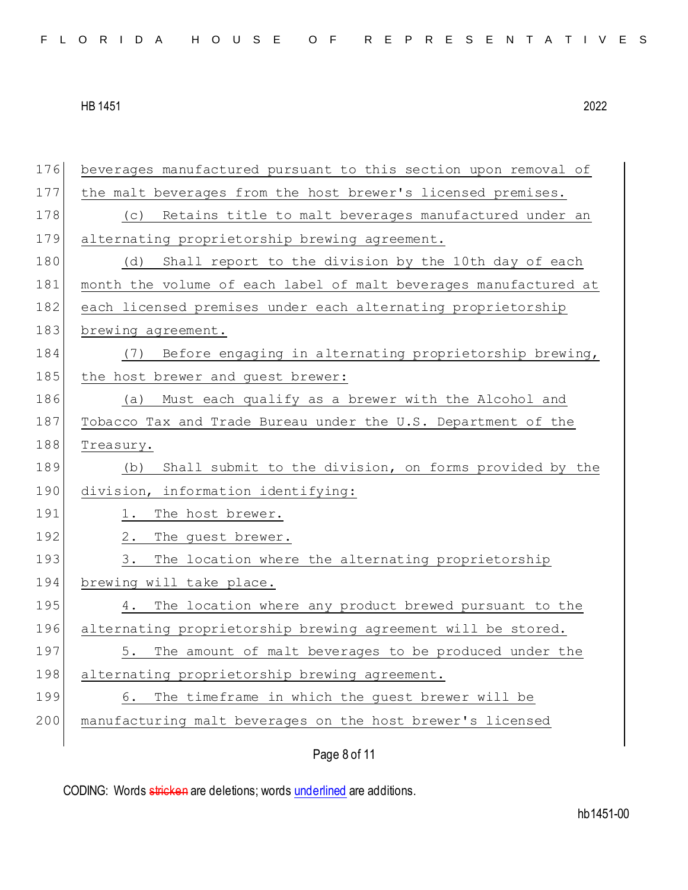beverages manufactured pursuant to this section upon removal of the malt beverages from the host brewer's licensed premises.

(c) Retains title to malt beverages manufactured under an alternating proprietorship brewing agreement.

(d) Shall report to the division by the 10th day of each month the volume of each label of malt beverages manufactured at each licensed premises under each alternating proprietorship brewing agreement.

(7) Before engaging in alternating proprietorship brewing, the host brewer and guest brewer:

(a) Must each qualify as a brewer with the Alcohol and Tobacco Tax and Trade Bureau under the U.S. Department of the Treasury.

(b) Shall submit to the division, on forms provided by the division, information identifying:

1. The host brewer.

2. The guest brewer.

3. The location where the alternating proprietorship brewing will take place.

4. The location where any product brewed pursuant to the alternating proprietorship brewing agreement will be stored.

5. The amount of malt beverages to be produced under the alternating proprietorship brewing agreement.

6. The timeframe in which the guest brewer will be manufacturing malt beverages on the host brewer's licensed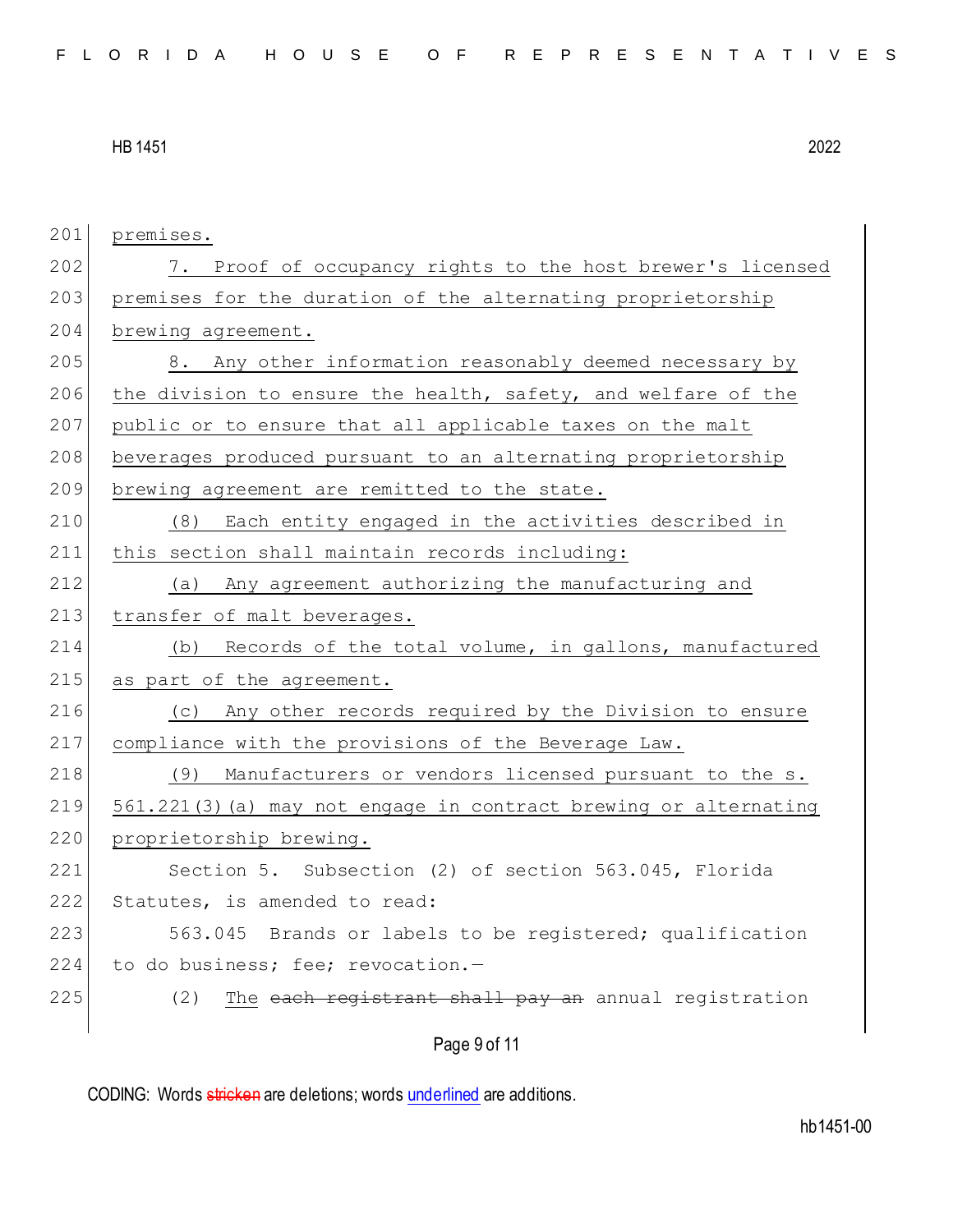premises.

7. Proof of occupancy rights to the host brewer's licensed premises for the duration of the alternating proprietorship brewing agreement.

8. Any other information reasonably deemed necessary by the division to ensure the health, safety, and welfare of the public or to ensure that all applicable taxes on the malt beverages produced pursuant to an alternating proprietorship brewing agreement are remitted to the state.

(8) Each entity engaged in the activities described in this section shall maintain records including:

(a) Any agreement authorizing the manufacturing and transfer of malt beverages.

(b) Records of the total volume, in gallons, manufactured as part of the agreement.

(c) Any other records required by the Division to ensure compliance with the provisions of the Beverage Law.

(9) Manufacturers or vendors licensed pursuant to the s. 561.221(3)(a) may not engage in contract brewing or alternating proprietorship brewing.

Section 5. Subsection (2) of section 563.045, Florida Statutes, is amended to read:

563.045 Brands or labels to be registered; qualification to do business; fee; revocation.—

(2) The ~~each registrant shall pay an~~ annual registration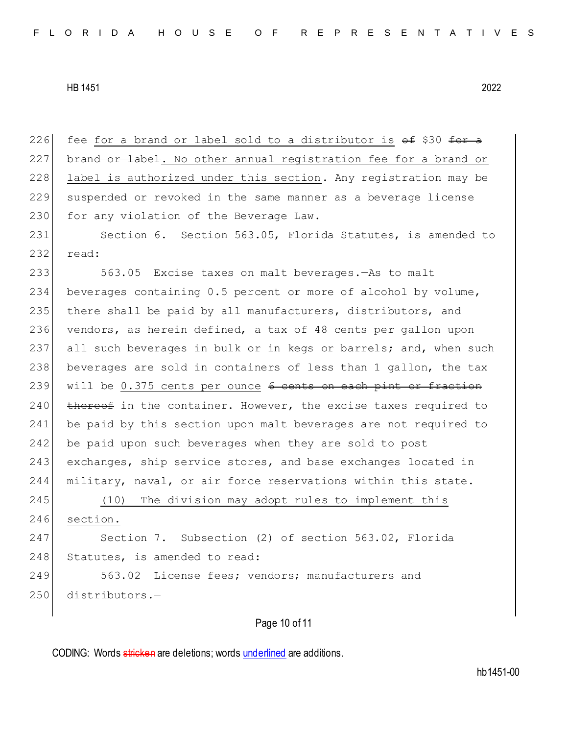fee for a brand or label sold to a distributor is ~~of~~ $30 ~~for a brand or label~~. No other annual registration fee for a brand or label is authorized under this section. Any registration may be suspended or revoked in the same manner as a beverage license for any violation of the Beverage Law.

Section 6. Section 563.05, Florida Statutes, is amended to read:

563.05 Excise taxes on malt beverages.—As to malt beverages containing 0.5 percent or more of alcohol by volume, there shall be paid by all manufacturers, distributors, and vendors, as herein defined, a tax of 48 cents per gallon upon all such beverages in bulk or in kegs or barrels; and, when such beverages are sold in containers of less than 1 gallon, the tax will be 0.375 cents per ounce ~~6 cents on each pint or fraction thereof~~ in the container. However, the excise taxes required to be paid by this section upon malt beverages are not required to be paid upon such beverages when they are sold to post exchanges, ship service stores, and base exchanges located in military, naval, or air force reservations within this state.

(10) The division may adopt rules to implement this section.

Section 7. Subsection (2) of section 563.02, Florida Statutes, is amended to read:

563.02 License fees; vendors; manufacturers and distributors.—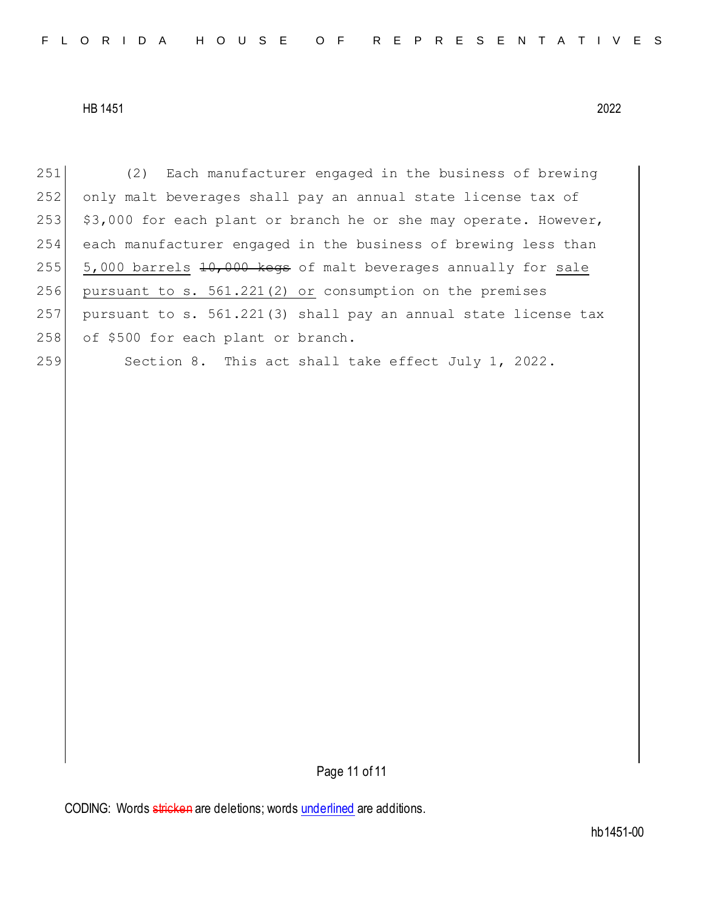251 (2) Each manufacturer engaged in the business of brewing
252 only malt beverages shall pay an annual state license tax of
253 $3,000 for each plant or branch he or she may operate. However,
254 each manufacturer engaged in the business of brewing less than
255 <u>5,000 barrels</u> ~~10,000 kegs~~ of malt beverages annually for <u>sale</u>
256 <u>pursuant to s. 561.221(2) or</u> consumption on the premises
257 pursuant to s. 561.221(3) shall pay an annual state license tax
258 of $500 for each plant or branch.
259 Section 8. This act shall take effect July 1, 2022.

CODING: Words ~~stricken~~ are deletions; words <u>underlined</u> are additions.